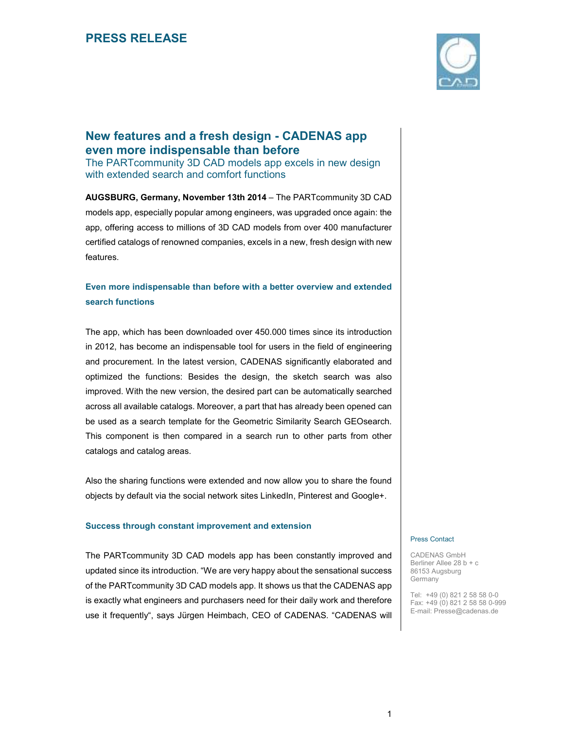# PRESS RELEASE

## New features and a fresh design - CADENAS app even more indispensable than before

### The PARTcommunity 3D CAD models app excels in new design with extended search and comfort functions

**AUGSBURG, Germany, November 13th 2014** – The PARTcommunity 3D CAD models app, especially popular among engineers, was upgraded once again: the app, offering access to millions of 3D CAD models from over 400 manufacturer certified catalogs of renowned companies, excels in a new, fresh design with new features.

### Even more indispensable than before with a better overview and extended search functions

The app, which has been downloaded over 450.000 times since its introduction in 2012, has become an indispensable tool for users in the field of engineering and procurement. In the latest version, CADENAS significantly elaborated and optimized the functions: Besides the design, the sketch search was also improved. With the new version, the desired part can be automatically searched across all available catalogs. Moreover, a part that has already been opened can be used as a search template for the Geometric Similarity Search GEOsearch. This component is then compared in a search run to other parts from other catalogs and catalog areas.

Also the sharing functions were extended and now allow you to share the found objects by default via the social network sites LinkedIn, Pinterest and Google+.

### Success through constant improvement and extension

The PARTcommunity 3D CAD models app has been constantly improved and updated since its introduction. “We are very happy about the sensational success of the PARTcommunity 3D CAD models app. It shows us that the CADENAS app is exactly what engineers and purchasers need for their daily work and therefore use it frequently“, says Jürgen Heimbach, CEO of CADENAS. “CADENAS will

Press Contact

CADENAS GmbH
Berliner Allee 28 b + c
86153 Augsburg
Germany

Tel: +49 (0) 821 2 58 58 0-0
Fax: +49 (0) 821 2 58 58 0-999
E-mail: Presse@cadenas.de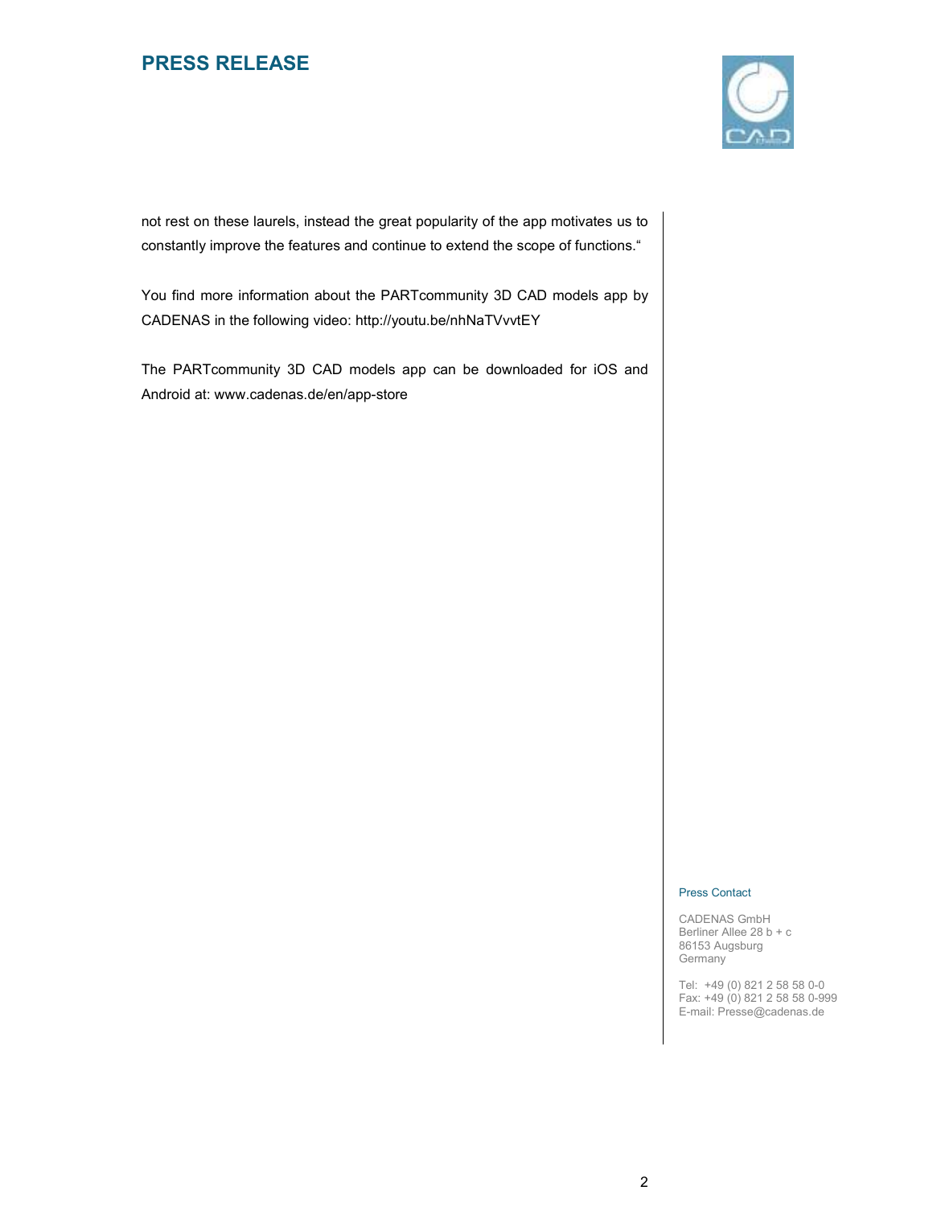not rest on these laurels, instead the great popularity of the app motivates us to constantly improve the features and continue to extend the scope of functions."

You find more information about the PARTcommunity 3D CAD models app by CADENAS in the following video: http://youtu.be/nhNaTVvvtEY

The PARTcommunity 3D CAD models app can be downloaded for iOS and Android at: www.cadenas.de/en/app-store

Press Contact

CADENAS GmbH
Berliner Allee 28 b + c
86153 Augsburg
Germany

Tel: +49 (0) 821 2 58 58 0-0
Fax: +49 (0) 821 2 58 58 0-999
E-mail: Presse@cadenas.de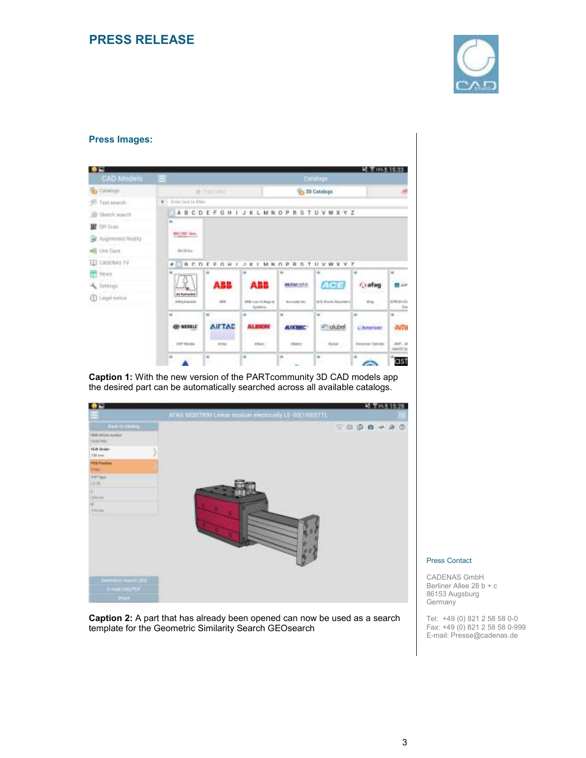# PRESS RELEASE

## Press Images:

**Caption 1:** With the new version of the PARTcommunity 3D CAD models app the desired part can be automatically searched across all available catalogs.

**Caption 2:** A part that has already been opened can now be used as a search template for the Geometric Similarity Search GEOsearch

Press Contact

CADENAS GmbH
Berliner Allee 28 b + c
86153 Augsburg
Germany

Tel: +49 (0) 821 2 58 58 0-0
Fax: +49 (0) 821 2 58 58 0-999
E-mail: Presse@cadenas.de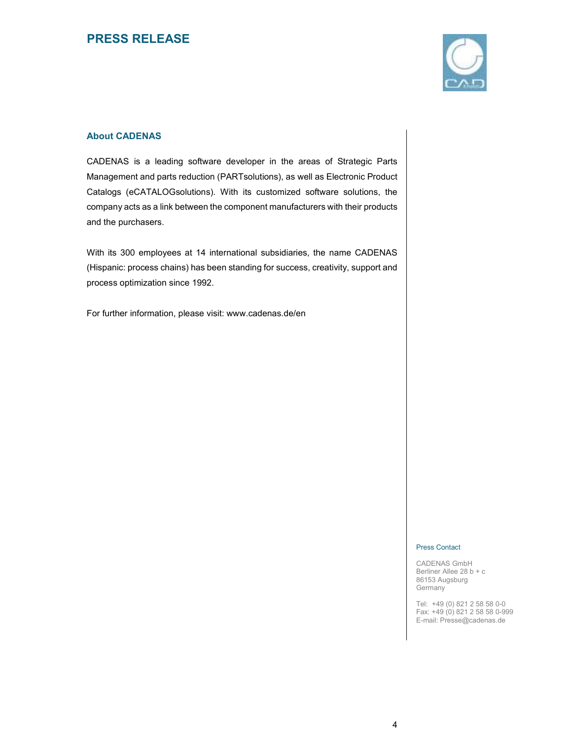## About CADENAS

CADENAS is a leading software developer in the areas of Strategic Parts Management and parts reduction (PARTsolutions), as well as Electronic Product Catalogs (eCATALOGsolutions). With its customized software solutions, the company acts as a link between the component manufacturers with their products and the purchasers.

With its 300 employees at 14 international subsidiaries, the name CADENAS (Hispanic: process chains) has been standing for success, creativity, support and process optimization since 1992.

For further information, please visit: www.cadenas.de/en

Press Contact

CADENAS GmbH
Berliner Allee 28 b + c
86153 Augsburg
Germany

Tel: +49 (0) 821 2 58 58 0-0
Fax: +49 (0) 821 2 58 58 0-999
E-mail: Presse@cadenas.de